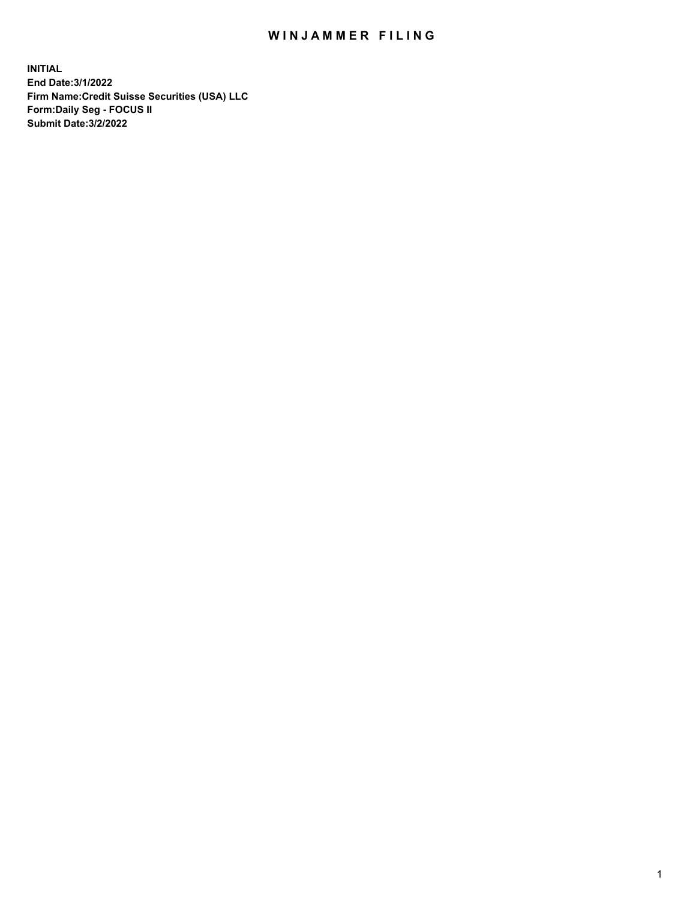# WINJAMMER FILING

**INITIAL**
**End Date:3/1/2022**
**Firm Name:Credit Suisse Securities (USA) LLC**
**Form:Daily Seg - FOCUS II**
**Submit Date:3/2/2022**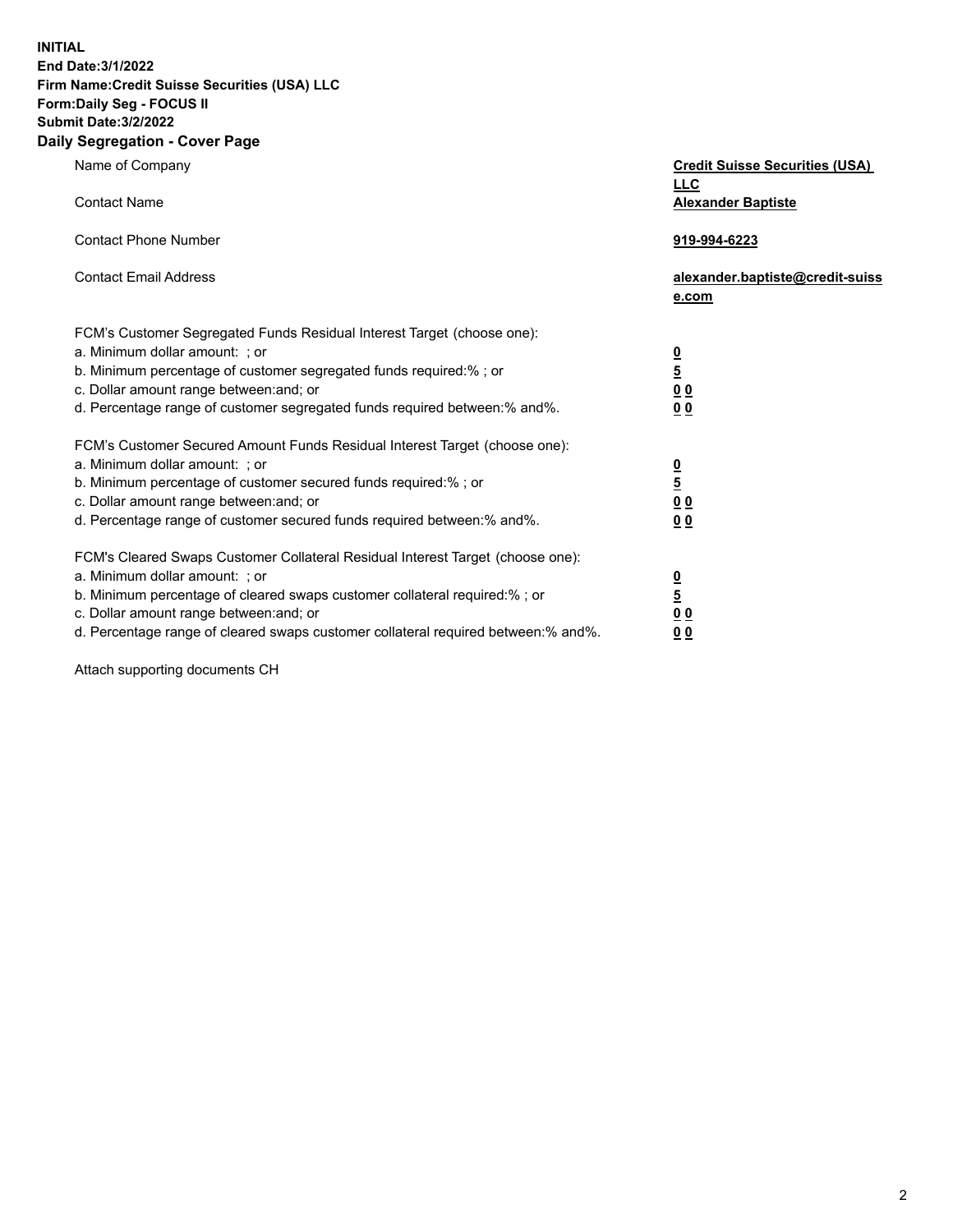**INITIAL**
**End Date:3/1/2022**
**Firm Name:Credit Suisse Securities (USA) LLC**
**Form:Daily Seg - FOCUS II**
**Submit Date:3/2/2022**

## Daily Segregation - Cover Page

| | |
|---|---|
| Name of Company | **Credit Suisse Securities (USA) LLC** |
| Contact Name | **Alexander Baptiste** |
| Contact Phone Number | **919-994-6223** |
| Contact Email Address | **alexander.baptiste@credit-suisse.com** |

FCM's Customer Segregated Funds Residual Interest Target (choose one):

| | |
|---|---|
| a. Minimum dollar amount: ; or | **0** |
| b. Minimum percentage of customer segregated funds required:% ; or | **5** |
| c. Dollar amount range between:and; or | **0 0** |
| d. Percentage range of customer segregated funds required between:% and%. | **0 0** |

FCM's Customer Secured Amount Funds Residual Interest Target (choose one):

| | |
|---|---|
| a. Minimum dollar amount: ; or | **0** |
| b. Minimum percentage of customer secured funds required:% ; or | **5** |
| c. Dollar amount range between:and; or | **0 0** |
| d. Percentage range of customer secured funds required between:% and%. | **0 0** |

FCM's Cleared Swaps Customer Collateral Residual Interest Target (choose one):

| | |
|---|---|
| a. Minimum dollar amount: ; or | **0** |
| b. Minimum percentage of cleared swaps customer collateral required:% ; or | **5** |
| c. Dollar amount range between:and; or | **0 0** |
| d. Percentage range of cleared swaps customer collateral required between:% and%. | **0 0** |

Attach supporting documents CH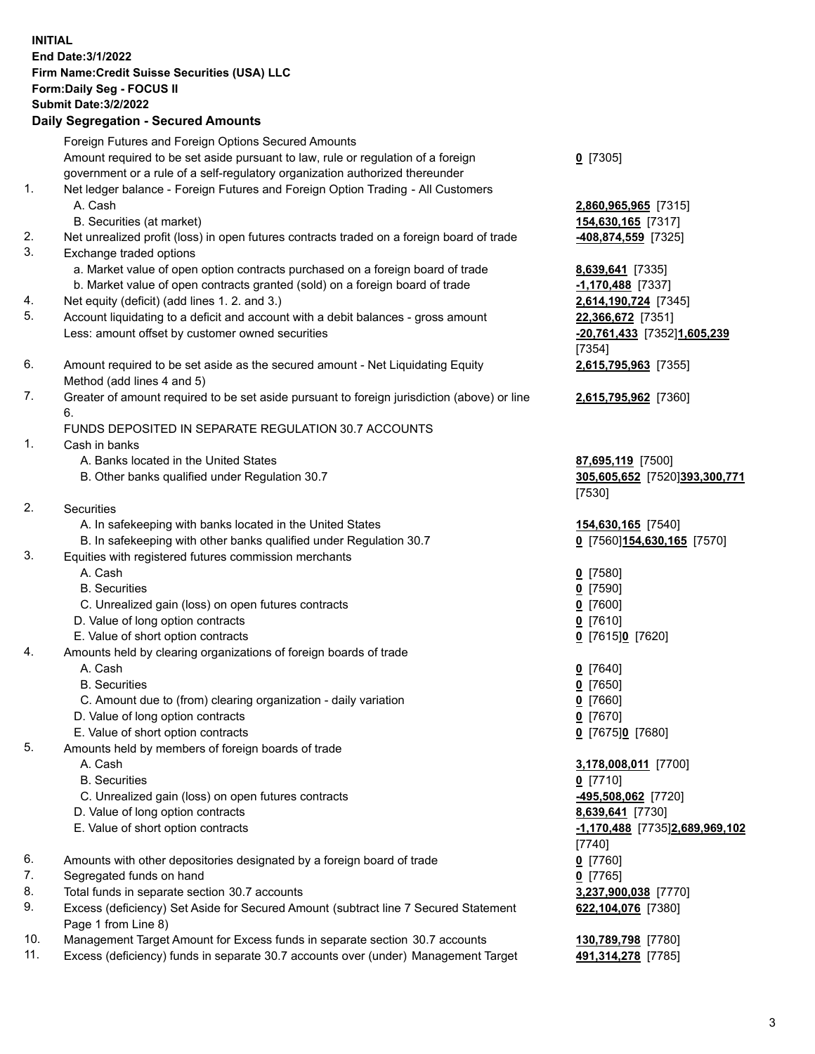**INITIAL**
**End Date:3/1/2022**
**Firm Name:Credit Suisse Securities (USA) LLC**
**Form:Daily Seg - FOCUS II**
**Submit Date:3/2/2022**

## Daily Segregation - Secured Amounts

| | | |
|---|---|---|
| | Foreign Futures and Foreign Options Secured Amounts | |
| | Amount required to be set aside pursuant to law, rule or regulation of a foreign government or a rule of a self-regulatory organization authorized thereunder | **0** [7305] |
| 1. | Net ledger balance - Foreign Futures and Foreign Option Trading - All Customers | |
| | A. Cash | **2,860,965,965** [7315] |
| | B. Securities (at market) | **154,630,165** [7317] |
| 2. | Net unrealized profit (loss) in open futures contracts traded on a foreign board of trade | **-408,874,559** [7325] |
| 3. | Exchange traded options | |
| | a. Market value of open option contracts purchased on a foreign board of trade | **8,639,641** [7335] |
| | b. Market value of open contracts granted (sold) on a foreign board of trade | **-1,170,488** [7337] |
| 4. | Net equity (deficit) (add lines 1. 2. and 3.) | **2,614,190,724** [7345] |
| 5. | Account liquidating to a deficit and account with a debit balances - gross amount | **22,366,672** [7351] |
| | Less: amount offset by customer owned securities | **-20,761,433** [7352]**1,605,239** [7354] |
| 6. | Amount required to be set aside as the secured amount - Net Liquidating Equity Method (add lines 4 and 5) | **2,615,795,963** [7355] |
| 7. | Greater of amount required to be set aside pursuant to foreign jurisdiction (above) or line 6. | **2,615,795,962** [7360] |
| | FUNDS DEPOSITED IN SEPARATE REGULATION 30.7 ACCOUNTS | |
| 1. | Cash in banks | |
| | A. Banks located in the United States | **87,695,119** [7500] |
| | B. Other banks qualified under Regulation 30.7 | **305,605,652** [7520]**393,300,771** [7530] |
| 2. | Securities | |
| | A. In safekeeping with banks located in the United States | **154,630,165** [7540] |
| | B. In safekeeping with other banks qualified under Regulation 30.7 | **0** [7560]**154,630,165** [7570] |
| 3. | Equities with registered futures commission merchants | |
| | A. Cash | **0** [7580] |
| | B. Securities | **0** [7590] |
| | C. Unrealized gain (loss) on open futures contracts | **0** [7600] |
| | D. Value of long option contracts | **0** [7610] |
| | E. Value of short option contracts | **0** [7615]**0** [7620] |
| 4. | Amounts held by clearing organizations of foreign boards of trade | |
| | A. Cash | **0** [7640] |
| | B. Securities | **0** [7650] |
| | C. Amount due to (from) clearing organization - daily variation | **0** [7660] |
| | D. Value of long option contracts | **0** [7670] |
| | E. Value of short option contracts | **0** [7675]**0** [7680] |
| 5. | Amounts held by members of foreign boards of trade | |
| | A. Cash | **3,178,008,011** [7700] |
| | B. Securities | **0** [7710] |
| | C. Unrealized gain (loss) on open futures contracts | **-495,508,062** [7720] |
| | D. Value of long option contracts | **8,639,641** [7730] |
| | E. Value of short option contracts | **-1,170,488** [7735]**2,689,969,102** [7740] |
| 6. | Amounts with other depositories designated by a foreign board of trade | **0** [7760] |
| 7. | Segregated funds on hand | **0** [7765] |
| 8. | Total funds in separate section 30.7 accounts | **3,237,900,038** [7770] |
| 9. | Excess (deficiency) Set Aside for Secured Amount (subtract line 7 Secured Statement Page 1 from Line 8) | **622,104,076** [7380] |
| 10. | Management Target Amount for Excess funds in separate section 30.7 accounts | **130,789,798** [7780] |
| 11. | Excess (deficiency) funds in separate 30.7 accounts over (under) Management Target | **491,314,278** [7785] |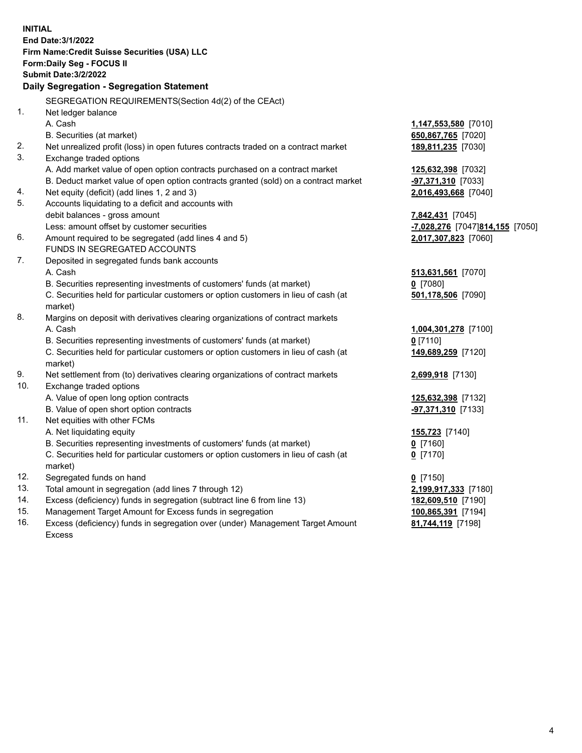**INITIAL**
**End Date:3/1/2022**
**Firm Name:Credit Suisse Securities (USA) LLC**
**Form:Daily Seg - FOCUS II**
**Submit Date:3/2/2022**

**Daily Segregation - Segregation Statement**

SEGREGATION REQUIREMENTS(Section 4d(2) of the CEAct)

| | | |
|---|---|---|
| 1. | Net ledger balance | |
| | A. Cash | **1,147,553,580** [7010] |
| | B. Securities (at market) | **650,867,765** [7020] |
| 2. | Net unrealized profit (loss) in open futures contracts traded on a contract market | **189,811,235** [7030] |
| 3. | Exchange traded options | |
| | A. Add market value of open option contracts purchased on a contract market | **125,632,398** [7032] |
| | B. Deduct market value of open option contracts granted (sold) on a contract market | **-97,371,310** [7033] |
| 4. | Net equity (deficit) (add lines 1, 2 and 3) | **2,016,493,668** [7040] |
| 5. | Accounts liquidating to a deficit and accounts with debit balances - gross amount | **7,842,431** [7045] |
| | Less: amount offset by customer securities | **-7,028,276** [7047]**814,155** [7050] |
| 6. | Amount required to be segregated (add lines 4 and 5) | **2,017,307,823** [7060] |
| | FUNDS IN SEGREGATED ACCOUNTS | |
| 7. | Deposited in segregated funds bank accounts | |
| | A. Cash | **513,631,561** [7070] |
| | B. Securities representing investments of customers' funds (at market) | **0** [7080] |
| | C. Securities held for particular customers or option customers in lieu of cash (at market) | **501,178,506** [7090] |
| 8. | Margins on deposit with derivatives clearing organizations of contract markets | |
| | A. Cash | **1,004,301,278** [7100] |
| | B. Securities representing investments of customers' funds (at market) | **0** [7110] |
| | C. Securities held for particular customers or option customers in lieu of cash (at market) | **149,689,259** [7120] |
| 9. | Net settlement from (to) derivatives clearing organizations of contract markets | **2,699,918** [7130] |
| 10. | Exchange traded options | |
| | A. Value of open long option contracts | **125,632,398** [7132] |
| | B. Value of open short option contracts | **-97,371,310** [7133] |
| 11. | Net equities with other FCMs | |
| | A. Net liquidating equity | **155,723** [7140] |
| | B. Securities representing investments of customers' funds (at market) | **0** [7160] |
| | C. Securities held for particular customers or option customers in lieu of cash (at market) | **0** [7170] |
| 12. | Segregated funds on hand | **0** [7150] |
| 13. | Total amount in segregation (add lines 7 through 12) | **2,199,917,333** [7180] |
| 14. | Excess (deficiency) funds in segregation (subtract line 6 from line 13) | **182,609,510** [7190] |
| 15. | Management Target Amount for Excess funds in segregation | **100,865,391** [7194] |
| 16. | Excess (deficiency) funds in segregation over (under) Management Target Amount Excess | **81,744,119** [7198] |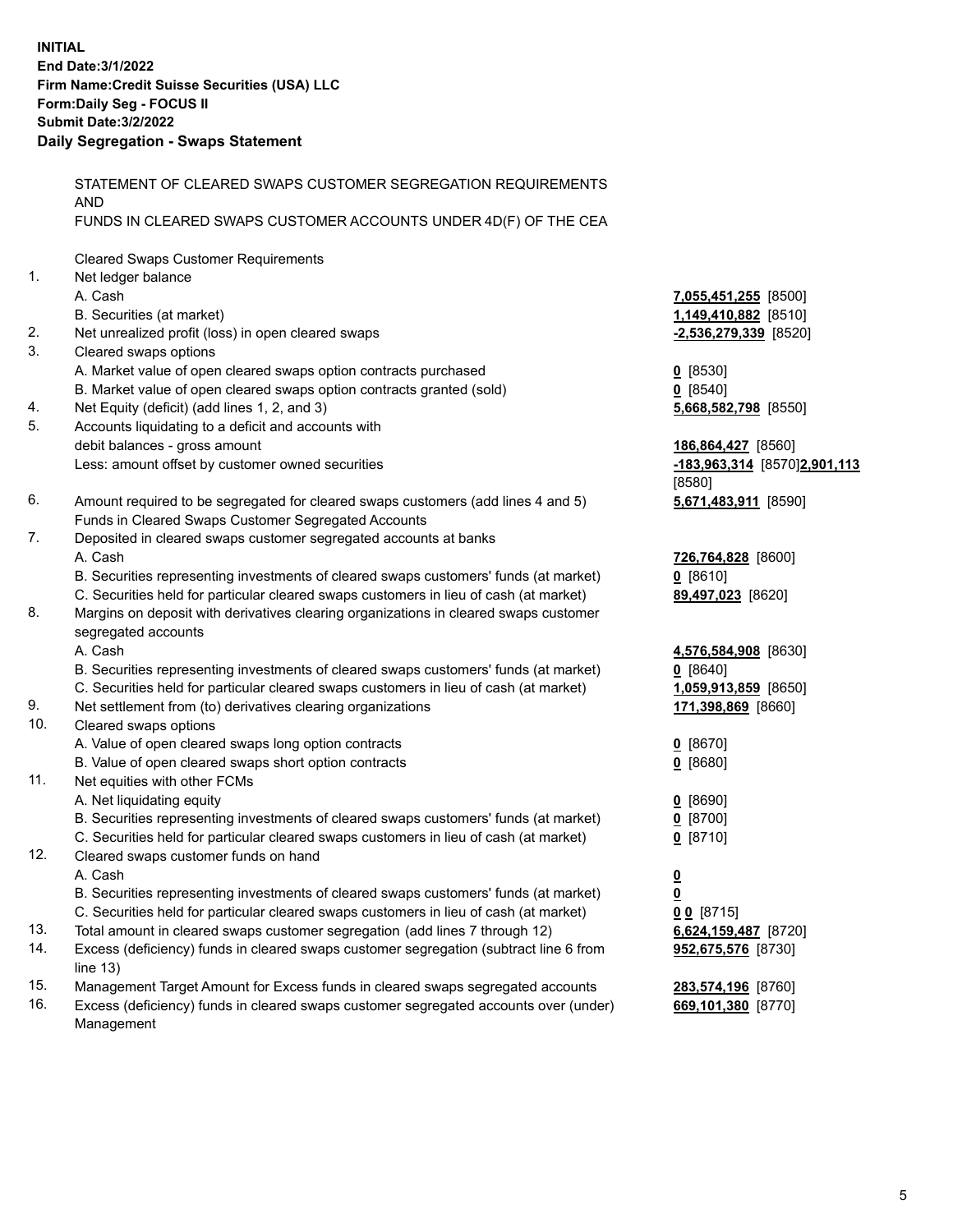**INITIAL**
**End Date:3/1/2022**
**Firm Name:Credit Suisse Securities (USA) LLC**
**Form:Daily Seg - FOCUS II**
**Submit Date:3/2/2022**
**Daily Segregation - Swaps Statement**

STATEMENT OF CLEARED SWAPS CUSTOMER SEGREGATION REQUIREMENTS AND
FUNDS IN CLEARED SWAPS CUSTOMER ACCOUNTS UNDER 4D(F) OF THE CEA

| | | |
|---|---|---|
| | Cleared Swaps Customer Requirements | |
| 1. | Net ledger balance | |
| | A. Cash | **7,055,451,255** [8500] |
| | B. Securities (at market) | **1,149,410,882** [8510] |
| 2. | Net unrealized profit (loss) in open cleared swaps | **-2,536,279,339** [8520] |
| 3. | Cleared swaps options | |
| | A. Market value of open cleared swaps option contracts purchased | **0** [8530] |
| | B. Market value of open cleared swaps option contracts granted (sold) | **0** [8540] |
| 4. | Net Equity (deficit) (add lines 1, 2, and 3) | **5,668,582,798** [8550] |
| 5. | Accounts liquidating to a deficit and accounts with debit balances - gross amount | **186,864,427** [8560] |
| | Less: amount offset by customer owned securities | **-183,963,314** [8570]**2,901,113** [8580] |
| 6. | Amount required to be segregated for cleared swaps customers (add lines 4 and 5) | **5,671,483,911** [8590] |
| | Funds in Cleared Swaps Customer Segregated Accounts | |
| 7. | Deposited in cleared swaps customer segregated accounts at banks | |
| | A. Cash | **726,764,828** [8600] |
| | B. Securities representing investments of cleared swaps customers' funds (at market) | **0** [8610] |
| | C. Securities held for particular cleared swaps customers in lieu of cash (at market) | **89,497,023** [8620] |
| 8. | Margins on deposit with derivatives clearing organizations in cleared swaps customer segregated accounts | |
| | A. Cash | **4,576,584,908** [8630] |
| | B. Securities representing investments of cleared swaps customers' funds (at market) | **0** [8640] |
| | C. Securities held for particular cleared swaps customers in lieu of cash (at market) | **1,059,913,859** [8650] |
| 9. | Net settlement from (to) derivatives clearing organizations | **171,398,869** [8660] |
| 10. | Cleared swaps options | |
| | A. Value of open cleared swaps long option contracts | **0** [8670] |
| | B. Value of open cleared swaps short option contracts | **0** [8680] |
| 11. | Net equities with other FCMs | |
| | A. Net liquidating equity | **0** [8690] |
| | B. Securities representing investments of cleared swaps customers' funds (at market) | **0** [8700] |
| | C. Securities held for particular cleared swaps customers in lieu of cash (at market) | **0** [8710] |
| 12. | Cleared swaps customer funds on hand | |
| | A. Cash | **0** |
| | B. Securities representing investments of cleared swaps customers' funds (at market) | **0** |
| | C. Securities held for particular cleared swaps customers in lieu of cash (at market) | **0** **0** [8715] |
| 13. | Total amount in cleared swaps customer segregation (add lines 7 through 12) | **6,624,159,487** [8720] |
| 14. | Excess (deficiency) funds in cleared swaps customer segregation (subtract line 6 from line 13) | **952,675,576** [8730] |
| 15. | Management Target Amount for Excess funds in cleared swaps segregated accounts | **283,574,196** [8760] |
| 16. | Excess (deficiency) funds in cleared swaps customer segregated accounts over (under) Management | **669,101,380** [8770] |